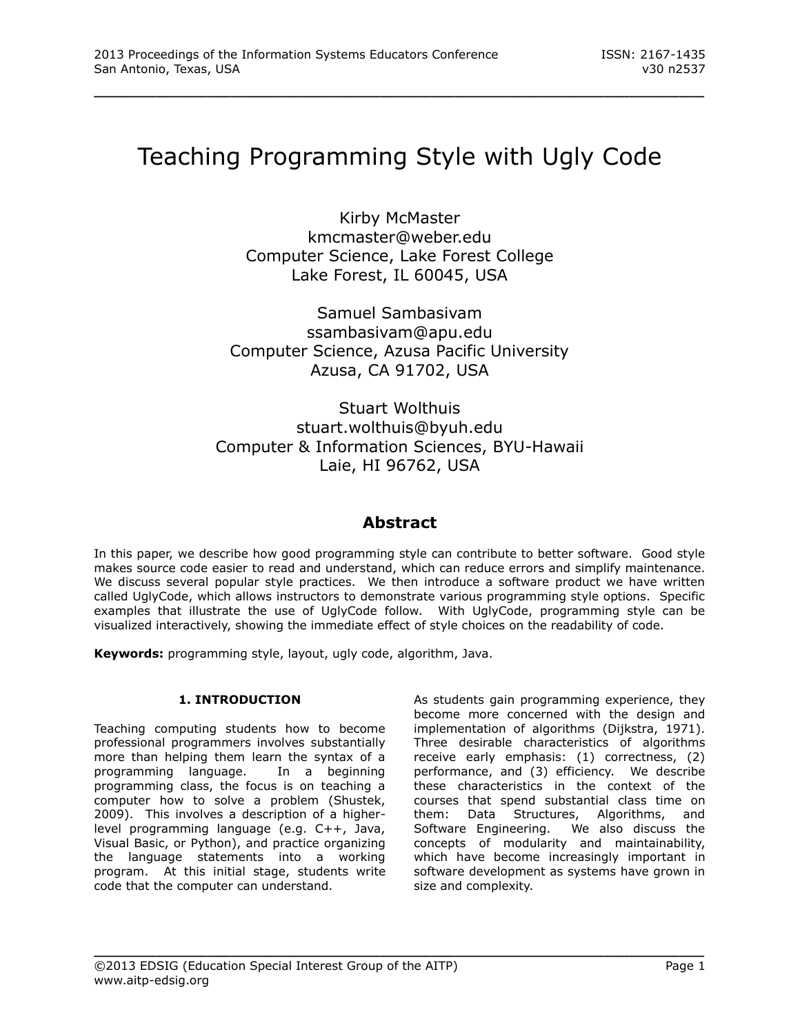# Teaching Programming Style with Ugly Code

Kirby McMaster
kmcmaster@weber.edu
Computer Science, Lake Forest College
Lake Forest, IL 60045, USA

Samuel Sambasivam
ssambasivam@apu.edu
Computer Science, Azusa Pacific University
Azusa, CA 91702, USA

Stuart Wolthuis
stuart.wolthuis@byuh.edu
Computer & Information Sciences, BYU-Hawaii
Laie, HI 96762, USA

## Abstract

In this paper, we describe how good programming style can contribute to better software. Good style makes source code easier to read and understand, which can reduce errors and simplify maintenance. We discuss several popular style practices. We then introduce a software product we have written called UglyCode, which allows instructors to demonstrate various programming style options. Specific examples that illustrate the use of UglyCode follow. With UglyCode, programming style can be visualized interactively, showing the immediate effect of style choices on the readability of code.

**Keywords:** programming style, layout, ugly code, algorithm, Java.

## 1. INTRODUCTION

Teaching computing students how to become professional programmers involves substantially more than helping them learn the syntax of a programming language. In a beginning programming class, the focus is on teaching a computer how to solve a problem (Shustek, 2009). This involves a description of a higher-level programming language (e.g. C++, Java, Visual Basic, or Python), and practice organizing the language statements into a working program. At this initial stage, students write code that the computer can understand.

As students gain programming experience, they become more concerned with the design and implementation of algorithms (Dijkstra, 1971). Three desirable characteristics of algorithms receive early emphasis: (1) correctness, (2) performance, and (3) efficiency. We describe these characteristics in the context of the courses that spend substantial class time on them: Data Structures, Algorithms, and Software Engineering. We also discuss the concepts of modularity and maintainability, which have become increasingly important in software development as systems have grown in size and complexity.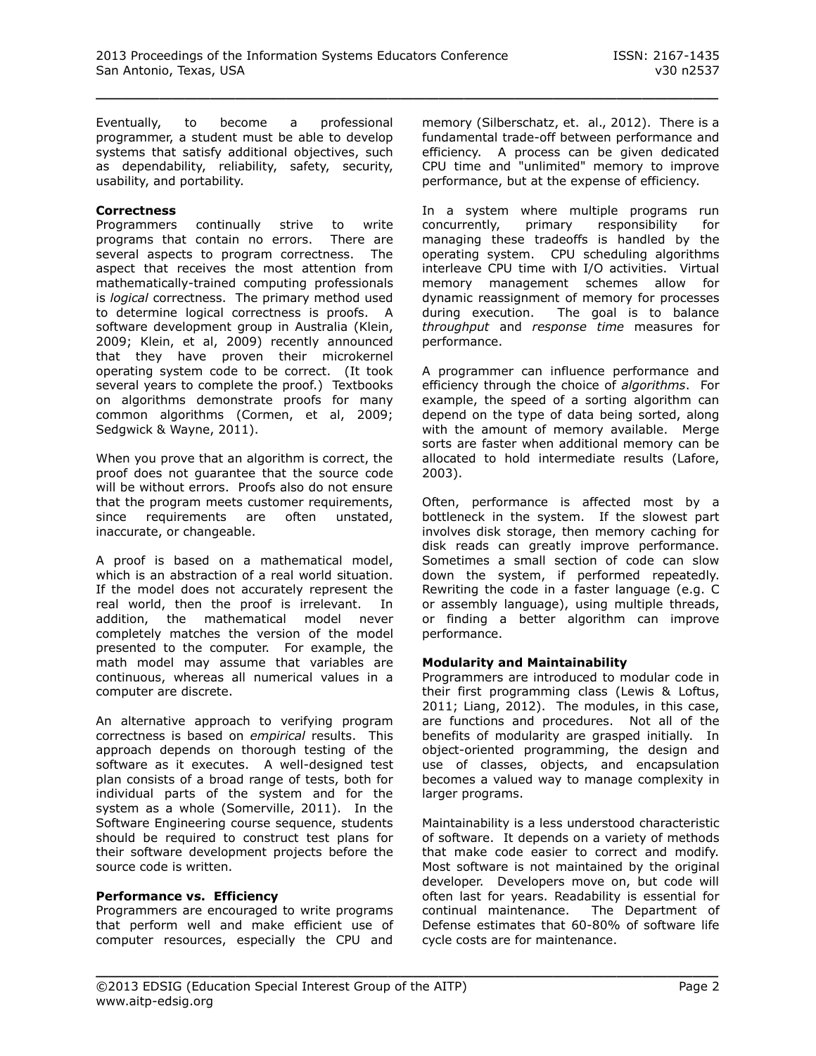Eventually, to become a professional programmer, a student must be able to develop systems that satisfy additional objectives, such as dependability, reliability, safety, security, usability, and portability.

**Correctness**

Programmers continually strive to write programs that contain no errors. There are several aspects to program correctness. The aspect that receives the most attention from mathematically-trained computing professionals is *logical* correctness. The primary method used to determine logical correctness is proofs. A software development group in Australia (Klein, 2009; Klein, et al, 2009) recently announced that they have proven their microkernel operating system code to be correct. (It took several years to complete the proof.) Textbooks on algorithms demonstrate proofs for many common algorithms (Cormen, et al, 2009; Sedgwick & Wayne, 2011).

When you prove that an algorithm is correct, the proof does not guarantee that the source code will be without errors. Proofs also do not ensure that the program meets customer requirements, since requirements are often unstated, inaccurate, or changeable.

A proof is based on a mathematical model, which is an abstraction of a real world situation. If the model does not accurately represent the real world, then the proof is irrelevant. In addition, the mathematical model never completely matches the version of the model presented to the computer. For example, the math model may assume that variables are continuous, whereas all numerical values in a computer are discrete.

An alternative approach to verifying program correctness is based on *empirical* results. This approach depends on thorough testing of the software as it executes. A well-designed test plan consists of a broad range of tests, both for individual parts of the system and for the system as a whole (Somerville, 2011). In the Software Engineering course sequence, students should be required to construct test plans for their software development projects before the source code is written.

**Performance vs. Efficiency**

Programmers are encouraged to write programs that perform well and make efficient use of computer resources, especially the CPU and memory (Silberschatz, et. al., 2012). There is a fundamental trade-off between performance and efficiency. A process can be given dedicated CPU time and "unlimited" memory to improve performance, but at the expense of efficiency.

In a system where multiple programs run concurrently, primary responsibility for managing these tradeoffs is handled by the operating system. CPU scheduling algorithms interleave CPU time with I/O activities. Virtual memory management schemes allow for dynamic reassignment of memory for processes during execution. The goal is to balance *throughput* and *response time* measures for performance.

A programmer can influence performance and efficiency through the choice of *algorithms*. For example, the speed of a sorting algorithm can depend on the type of data being sorted, along with the amount of memory available. Merge sorts are faster when additional memory can be allocated to hold intermediate results (Lafore, 2003).

Often, performance is affected most by a bottleneck in the system. If the slowest part involves disk storage, then memory caching for disk reads can greatly improve performance. Sometimes a small section of code can slow down the system, if performed repeatedly. Rewriting the code in a faster language (e.g. C or assembly language), using multiple threads, or finding a better algorithm can improve performance.

**Modularity and Maintainability**

Programmers are introduced to modular code in their first programming class (Lewis & Loftus, 2011; Liang, 2012). The modules, in this case, are functions and procedures. Not all of the benefits of modularity are grasped initially. In object-oriented programming, the design and use of classes, objects, and encapsulation becomes a valued way to manage complexity in larger programs.

Maintainability is a less understood characteristic of software. It depends on a variety of methods that make code easier to correct and modify. Most software is not maintained by the original developer. Developers move on, but code will often last for years. Readability is essential for continual maintenance. The Department of Defense estimates that 60-80% of software life cycle costs are for maintenance.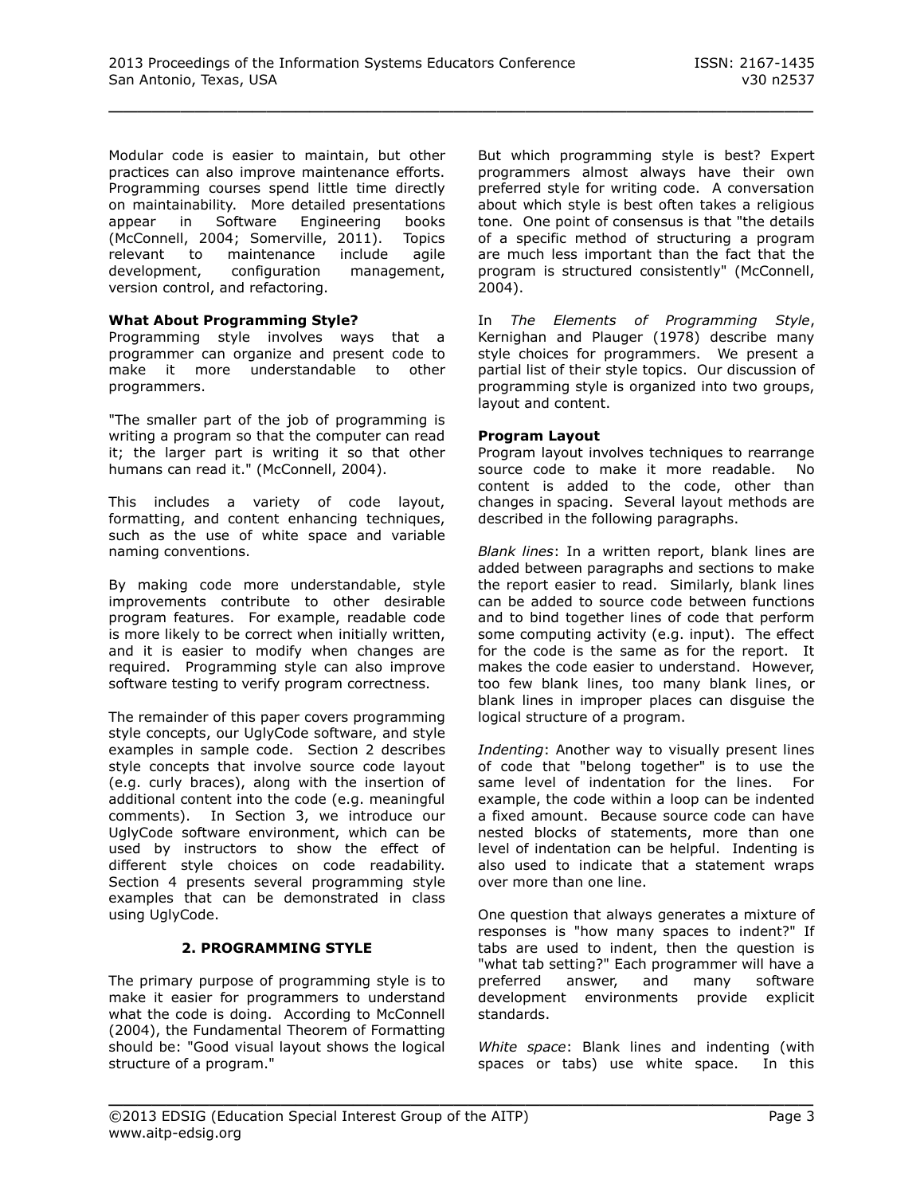Modular code is easier to maintain, but other practices can also improve maintenance efforts. Programming courses spend little time directly on maintainability. More detailed presentations appear in Software Engineering books (McConnell, 2004; Somerville, 2011). Topics relevant to maintenance include agile development, configuration management, version control, and refactoring.

**What About Programming Style?**
Programming style involves ways that a programmer can organize and present code to make it more understandable to other programmers.

"The smaller part of the job of programming is writing a program so that the computer can read it; the larger part is writing it so that other humans can read it." (McConnell, 2004).

This includes a variety of code layout, formatting, and content enhancing techniques, such as the use of white space and variable naming conventions.

By making code more understandable, style improvements contribute to other desirable program features. For example, readable code is more likely to be correct when initially written, and it is easier to modify when changes are required. Programming style can also improve software testing to verify program correctness.

The remainder of this paper covers programming style concepts, our UglyCode software, and style examples in sample code. Section 2 describes style concepts that involve source code layout (e.g. curly braces), along with the insertion of additional content into the code (e.g. meaningful comments). In Section 3, we introduce our UglyCode software environment, which can be used by instructors to show the effect of different style choices on code readability. Section 4 presents several programming style examples that can be demonstrated in class using UglyCode.

## 2. PROGRAMMING STYLE

The primary purpose of programming style is to make it easier for programmers to understand what the code is doing. According to McConnell (2004), the Fundamental Theorem of Formatting should be: "Good visual layout shows the logical structure of a program."

But which programming style is best? Expert programmers almost always have their own preferred style for writing code. A conversation about which style is best often takes a religious tone. One point of consensus is that "the details of a specific method of structuring a program are much less important than the fact that the program is structured consistently" (McConnell, 2004).

In *The Elements of Programming Style*, Kernighan and Plauger (1978) describe many style choices for programmers. We present a partial list of their style topics. Our discussion of programming style is organized into two groups, layout and content.

**Program Layout**
Program layout involves techniques to rearrange source code to make it more readable. No content is added to the code, other than changes in spacing. Several layout methods are described in the following paragraphs.

*Blank lines*: In a written report, blank lines are added between paragraphs and sections to make the report easier to read. Similarly, blank lines can be added to source code between functions and to bind together lines of code that perform some computing activity (e.g. input). The effect for the code is the same as for the report. It makes the code easier to understand. However, too few blank lines, too many blank lines, or blank lines in improper places can disguise the logical structure of a program.

*Indenting*: Another way to visually present lines of code that "belong together" is to use the same level of indentation for the lines. For example, the code within a loop can be indented a fixed amount. Because source code can have nested blocks of statements, more than one level of indentation can be helpful. Indenting is also used to indicate that a statement wraps over more than one line.

One question that always generates a mixture of responses is "how many spaces to indent?" If tabs are used to indent, then the question is "what tab setting?" Each programmer will have a preferred answer, and many software development environments provide explicit standards.

*White space*: Blank lines and indenting (with spaces or tabs) use white space. In this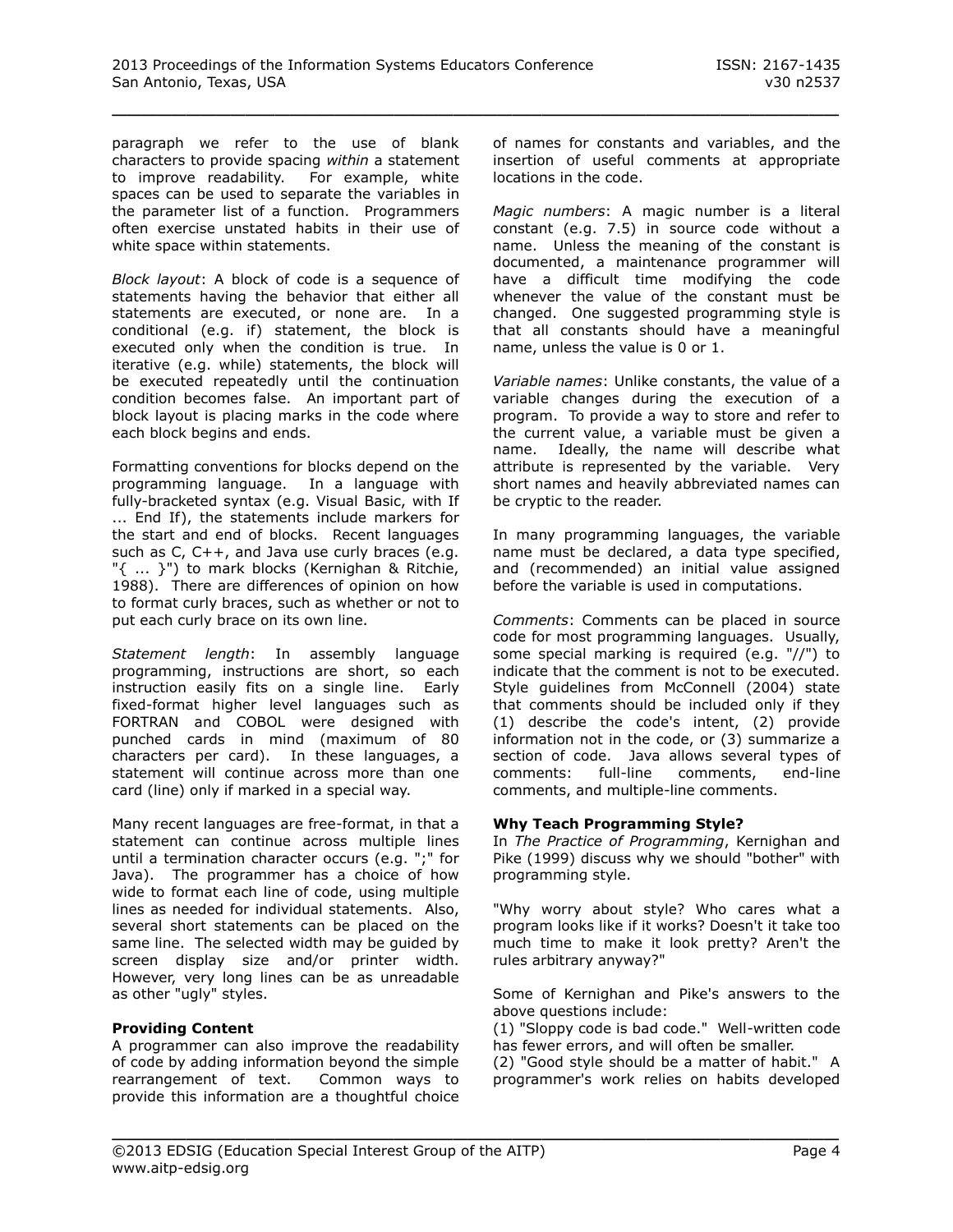paragraph we refer to the use of blank characters to provide spacing *within* a statement to improve readability. For example, white spaces can be used to separate the variables in the parameter list of a function. Programmers often exercise unstated habits in their use of white space within statements.

*Block layout*: A block of code is a sequence of statements having the behavior that either all statements are executed, or none are. In a conditional (e.g. if) statement, the block is executed only when the condition is true. In iterative (e.g. while) statements, the block will be executed repeatedly until the continuation condition becomes false. An important part of block layout is placing marks in the code where each block begins and ends.

Formatting conventions for blocks depend on the programming language. In a language with fully-bracketed syntax (e.g. Visual Basic, with If ... End If), the statements include markers for the start and end of blocks. Recent languages such as C, C++, and Java use curly braces (e.g. "{ ... }") to mark blocks (Kernighan & Ritchie, 1988). There are differences of opinion on how to format curly braces, such as whether or not to put each curly brace on its own line.

*Statement length*: In assembly language programming, instructions are short, so each instruction easily fits on a single line. Early fixed-format higher level languages such as FORTRAN and COBOL were designed with punched cards in mind (maximum of 80 characters per card). In these languages, a statement will continue across more than one card (line) only if marked in a special way.

Many recent languages are free-format, in that a statement can continue across multiple lines until a termination character occurs (e.g. ";" for Java). The programmer has a choice of how wide to format each line of code, using multiple lines as needed for individual statements. Also, several short statements can be placed on the same line. The selected width may be guided by screen display size and/or printer width. However, very long lines can be as unreadable as other "ugly" styles.

**Providing Content**

A programmer can also improve the readability of code by adding information beyond the simple rearrangement of text. Common ways to provide this information are a thoughtful choice of names for constants and variables, and the insertion of useful comments at appropriate locations in the code.

*Magic numbers*: A magic number is a literal constant (e.g. 7.5) in source code without a name. Unless the meaning of the constant is documented, a maintenance programmer will have a difficult time modifying the code whenever the value of the constant must be changed. One suggested programming style is that all constants should have a meaningful name, unless the value is 0 or 1.

*Variable names*: Unlike constants, the value of a variable changes during the execution of a program. To provide a way to store and refer to the current value, a variable must be given a name. Ideally, the name will describe what attribute is represented by the variable. Very short names and heavily abbreviated names can be cryptic to the reader.

In many programming languages, the variable name must be declared, a data type specified, and (recommended) an initial value assigned before the variable is used in computations.

*Comments*: Comments can be placed in source code for most programming languages. Usually, some special marking is required (e.g. "//") to indicate that the comment is not to be executed. Style guidelines from McConnell (2004) state that comments should be included only if they (1) describe the code's intent, (2) provide information not in the code, or (3) summarize a section of code. Java allows several types of comments: full-line comments, end-line comments, and multiple-line comments.

**Why Teach Programming Style?**

In *The Practice of Programming*, Kernighan and Pike (1999) discuss why we should "bother" with programming style.

"Why worry about style? Who cares what a program looks like if it works? Doesn't it take too much time to make it look pretty? Aren't the rules arbitrary anyway?"

Some of Kernighan and Pike's answers to the above questions include:

(1) "Sloppy code is bad code." Well-written code has fewer errors, and will often be smaller.

(2) "Good style should be a matter of habit." A programmer's work relies on habits developed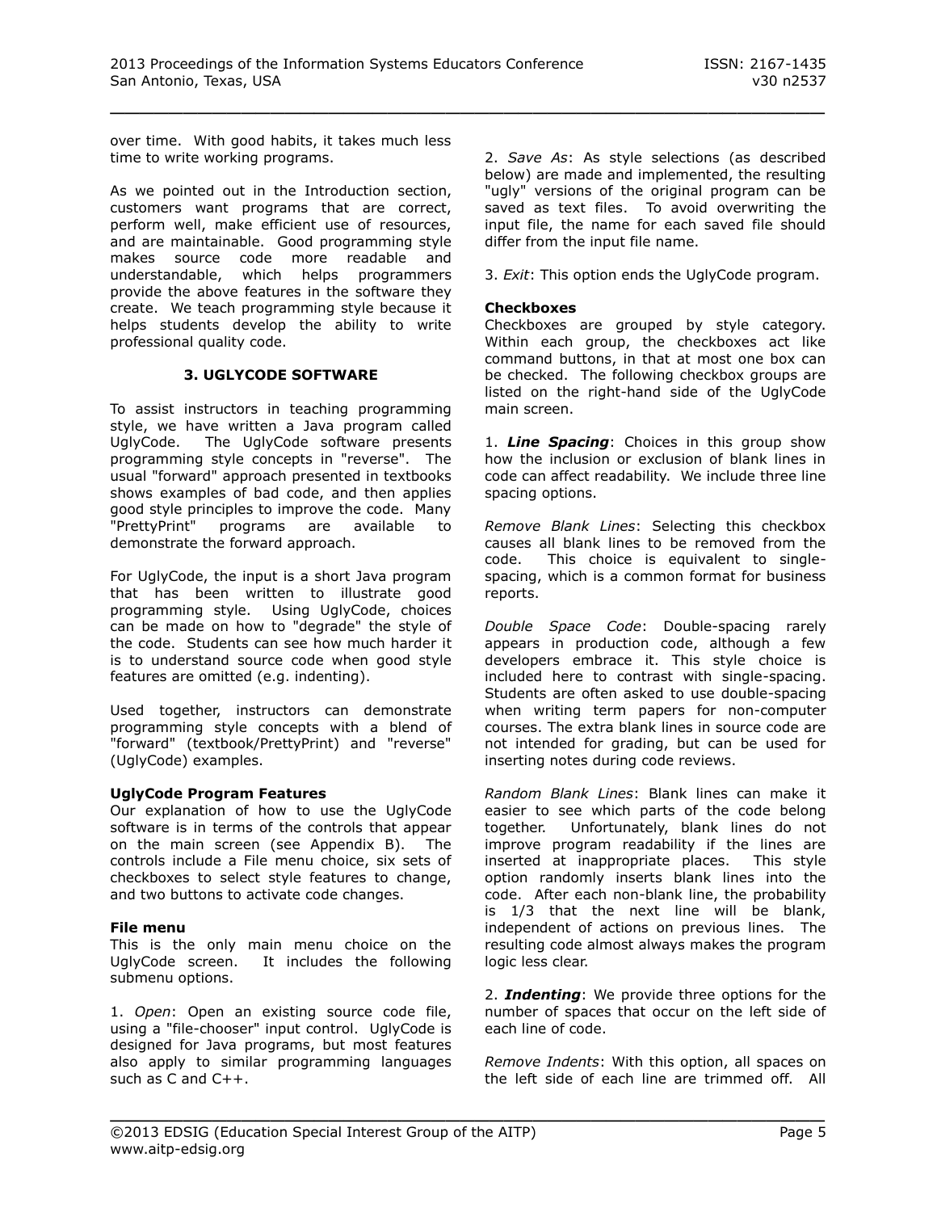over time. With good habits, it takes much less time to write working programs.

As we pointed out in the Introduction section, customers want programs that are correct, perform well, make efficient use of resources, and are maintainable. Good programming style makes source code more readable and understandable, which helps programmers provide the above features in the software they create. We teach programming style because it helps students develop the ability to write professional quality code.

## 3. UGLYCODE SOFTWARE

To assist instructors in teaching programming style, we have written a Java program called UglyCode. The UglyCode software presents programming style concepts in "reverse". The usual "forward" approach presented in textbooks shows examples of bad code, and then applies good style principles to improve the code. Many "PrettyPrint" programs are available to demonstrate the forward approach.

For UglyCode, the input is a short Java program that has been written to illustrate good programming style. Using UglyCode, choices can be made on how to "degrade" the style of the code. Students can see how much harder it is to understand source code when good style features are omitted (e.g. indenting).

Used together, instructors can demonstrate programming style concepts with a blend of "forward" (textbook/PrettyPrint) and "reverse" (UglyCode) examples.

### UglyCode Program Features

Our explanation of how to use the UglyCode software is in terms of the controls that appear on the main screen (see Appendix B). The controls include a File menu choice, six sets of checkboxes to select style features to change, and two buttons to activate code changes.

### File menu

This is the only main menu choice on the UglyCode screen. It includes the following submenu options.

1. *Open*: Open an existing source code file, using a "file-chooser" input control. UglyCode is designed for Java programs, but most features also apply to similar programming languages such as C and C++.

2. *Save As*: As style selections (as described below) are made and implemented, the resulting "ugly" versions of the original program can be saved as text files. To avoid overwriting the input file, the name for each saved file should differ from the input file name.

3. *Exit*: This option ends the UglyCode program.

### Checkboxes

Checkboxes are grouped by style category. Within each group, the checkboxes act like command buttons, in that at most one box can be checked. The following checkbox groups are listed on the right-hand side of the UglyCode main screen.

1. ***Line Spacing***: Choices in this group show how the inclusion or exclusion of blank lines in code can affect readability. We include three line spacing options.

*Remove Blank Lines*: Selecting this checkbox causes all blank lines to be removed from the code. This choice is equivalent to single-spacing, which is a common format for business reports.

*Double Space Code*: Double-spacing rarely appears in production code, although a few developers embrace it. This style choice is included here to contrast with single-spacing. Students are often asked to use double-spacing when writing term papers for non-computer courses. The extra blank lines in source code are not intended for grading, but can be used for inserting notes during code reviews.

*Random Blank Lines*: Blank lines can make it easier to see which parts of the code belong together. Unfortunately, blank lines do not improve program readability if the lines are inserted at inappropriate places. This style option randomly inserts blank lines into the code. After each non-blank line, the probability is 1/3 that the next line will be blank, independent of actions on previous lines. The resulting code almost always makes the program logic less clear.

2. ***Indenting***: We provide three options for the number of spaces that occur on the left side of each line of code.

*Remove Indents*: With this option, all spaces on the left side of each line are trimmed off. All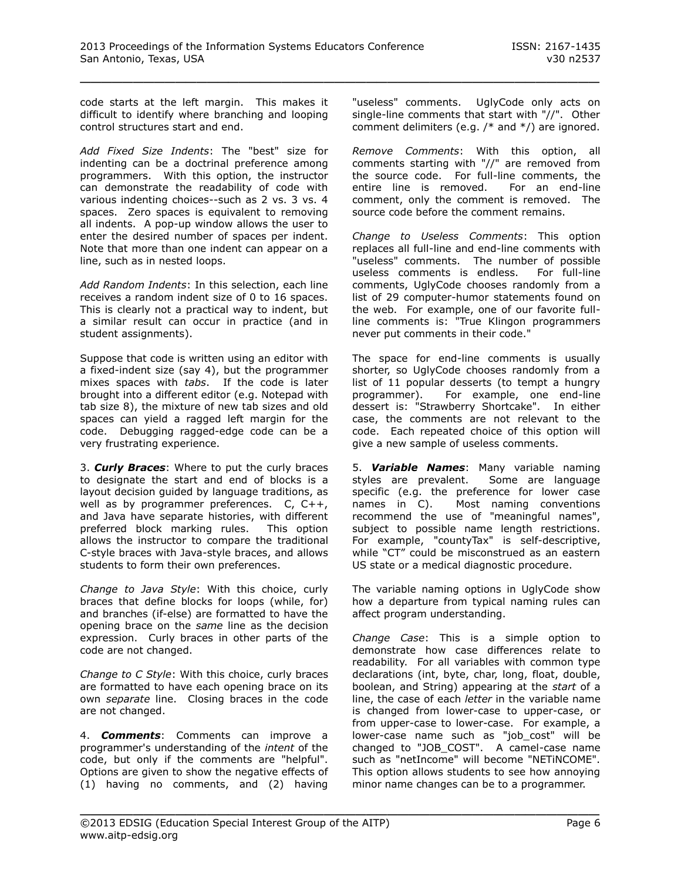code starts at the left margin. This makes it difficult to identify where branching and looping control structures start and end.

*Add Fixed Size Indents*: The "best" size for indenting can be a doctrinal preference among programmers. With this option, the instructor can demonstrate the readability of code with various indenting choices--such as 2 vs. 3 vs. 4 spaces. Zero spaces is equivalent to removing all indents. A pop-up window allows the user to enter the desired number of spaces per indent. Note that more than one indent can appear on a line, such as in nested loops.

*Add Random Indents*: In this selection, each line receives a random indent size of 0 to 16 spaces. This is clearly not a practical way to indent, but a similar result can occur in practice (and in student assignments).

Suppose that code is written using an editor with a fixed-indent size (say 4), but the programmer mixes spaces with *tabs*. If the code is later brought into a different editor (e.g. Notepad with tab size 8), the mixture of new tab sizes and old spaces can yield a ragged left margin for the code. Debugging ragged-edge code can be a very frustrating experience.

3. ***Curly Braces***: Where to put the curly braces to designate the start and end of blocks is a layout decision guided by language traditions, as well as by programmer preferences. C, C++, and Java have separate histories, with different preferred block marking rules. This option allows the instructor to compare the traditional C-style braces with Java-style braces, and allows students to form their own preferences.

*Change to Java Style*: With this choice, curly braces that define blocks for loops (while, for) and branches (if-else) are formatted to have the opening brace on the *same* line as the decision expression. Curly braces in other parts of the code are not changed.

*Change to C Style*: With this choice, curly braces are formatted to have each opening brace on its own *separate* line. Closing braces in the code are not changed.

4. ***Comments***: Comments can improve a programmer's understanding of the *intent* of the code, but only if the comments are "helpful". Options are given to show the negative effects of (1) having no comments, and (2) having "useless" comments. UglyCode only acts on single-line comments that start with "//". Other comment delimiters (e.g. /* and */) are ignored.

*Remove Comments*: With this option, all comments starting with "//" are removed from the source code. For full-line comments, the entire line is removed. For an end-line comment, only the comment is removed. The source code before the comment remains.

*Change to Useless Comments*: This option replaces all full-line and end-line comments with "useless" comments. The number of possible useless comments is endless. For full-line comments, UglyCode chooses randomly from a list of 29 computer-humor statements found on the web. For example, one of our favorite full-line comments is: "True Klingon programmers never put comments in their code."

The space for end-line comments is usually shorter, so UglyCode chooses randomly from a list of 11 popular desserts (to tempt a hungry programmer). For example, one end-line dessert is: "Strawberry Shortcake". In either case, the comments are not relevant to the code. Each repeated choice of this option will give a new sample of useless comments.

5. ***Variable Names***: Many variable naming styles are prevalent. Some are language specific (e.g. the preference for lower case names in C). Most naming conventions recommend the use of "meaningful names", subject to possible name length restrictions. For example, "countyTax" is self-descriptive, while "CT" could be misconstrued as an eastern US state or a medical diagnostic procedure.

The variable naming options in UglyCode show how a departure from typical naming rules can affect program understanding.

*Change Case*: This is a simple option to demonstrate how case differences relate to readability. For all variables with common type declarations (int, byte, char, long, float, double, boolean, and String) appearing at the *start* of a line, the case of each *letter* in the variable name is changed from lower-case to upper-case, or from upper-case to lower-case. For example, a lower-case name such as "job_cost" will be changed to "JOB_COST". A camel-case name such as "netIncome" will become "NETiNCOME". This option allows students to see how annoying minor name changes can be to a programmer.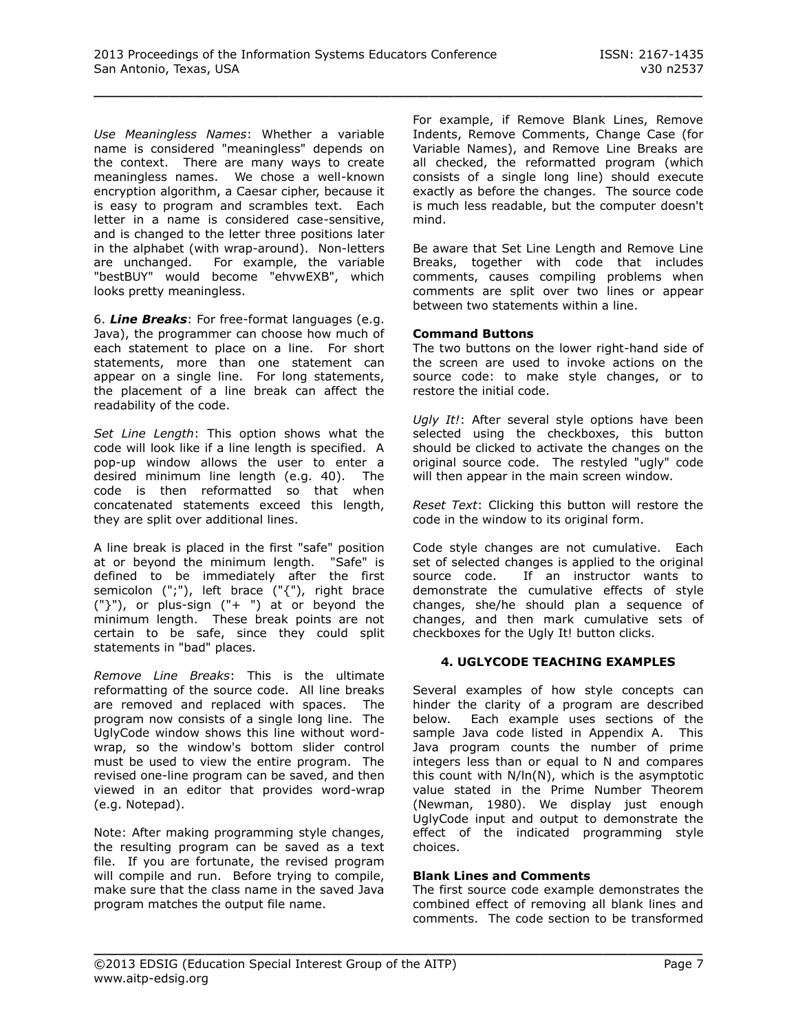*Use Meaningless Names*: Whether a variable name is considered "meaningless" depends on the context. There are many ways to create meaningless names. We chose a well-known encryption algorithm, a Caesar cipher, because it is easy to program and scrambles text. Each letter in a name is considered case-sensitive, and is changed to the letter three positions later in the alphabet (with wrap-around). Non-letters are unchanged. For example, the variable "bestBUY" would become "ehvwEXB", which looks pretty meaningless.

6. ***Line Breaks***: For free-format languages (e.g. Java), the programmer can choose how much of each statement to place on a line. For short statements, more than one statement can appear on a single line. For long statements, the placement of a line break can affect the readability of the code.

*Set Line Length*: This option shows what the code will look like if a line length is specified. A pop-up window allows the user to enter a desired minimum line length (e.g. 40). The code is then reformatted so that when concatenated statements exceed this length, they are split over additional lines.

A line break is placed in the first "safe" position at or beyond the minimum length. "Safe" is defined to be immediately after the first semicolon (";"), left brace ("{"), right brace ("}"), or plus-sign ("+ ") at or beyond the minimum length. These break points are not certain to be safe, since they could split statements in "bad" places.

*Remove Line Breaks*: This is the ultimate reformatting of the source code. All line breaks are removed and replaced with spaces. The program now consists of a single long line. The UglyCode window shows this line without word-wrap, so the window's bottom slider control must be used to view the entire program. The revised one-line program can be saved, and then viewed in an editor that provides word-wrap (e.g. Notepad).

Note: After making programming style changes, the resulting program can be saved as a text file. If you are fortunate, the revised program will compile and run. Before trying to compile, make sure that the class name in the saved Java program matches the output file name.

For example, if Remove Blank Lines, Remove Indents, Remove Comments, Change Case (for Variable Names), and Remove Line Breaks are all checked, the reformatted program (which consists of a single long line) should execute exactly as before the changes. The source code is much less readable, but the computer doesn't mind.

Be aware that Set Line Length and Remove Line Breaks, together with code that includes comments, causes compiling problems when comments are split over two lines or appear between two statements within a line.

**Command Buttons**

The two buttons on the lower right-hand side of the screen are used to invoke actions on the source code: to make style changes, or to restore the initial code.

*Ugly It!*: After several style options have been selected using the checkboxes, this button should be clicked to activate the changes on the original source code. The restyled "ugly" code will then appear in the main screen window.

*Reset Text*: Clicking this button will restore the code in the window to its original form.

Code style changes are not cumulative. Each set of selected changes is applied to the original source code. If an instructor wants to demonstrate the cumulative effects of style changes, she/he should plan a sequence of changes, and then mark cumulative sets of checkboxes for the Ugly It! button clicks.

## 4. UGLYCODE TEACHING EXAMPLES

Several examples of how style concepts can hinder the clarity of a program are described below. Each example uses sections of the sample Java code listed in Appendix A. This Java program counts the number of prime integers less than or equal to N and compares this count with N/ln(N), which is the asymptotic value stated in the Prime Number Theorem (Newman, 1980). We display just enough UglyCode input and output to demonstrate the effect of the indicated programming style choices.

**Blank Lines and Comments**

The first source code example demonstrates the combined effect of removing all blank lines and comments. The code section to be transformed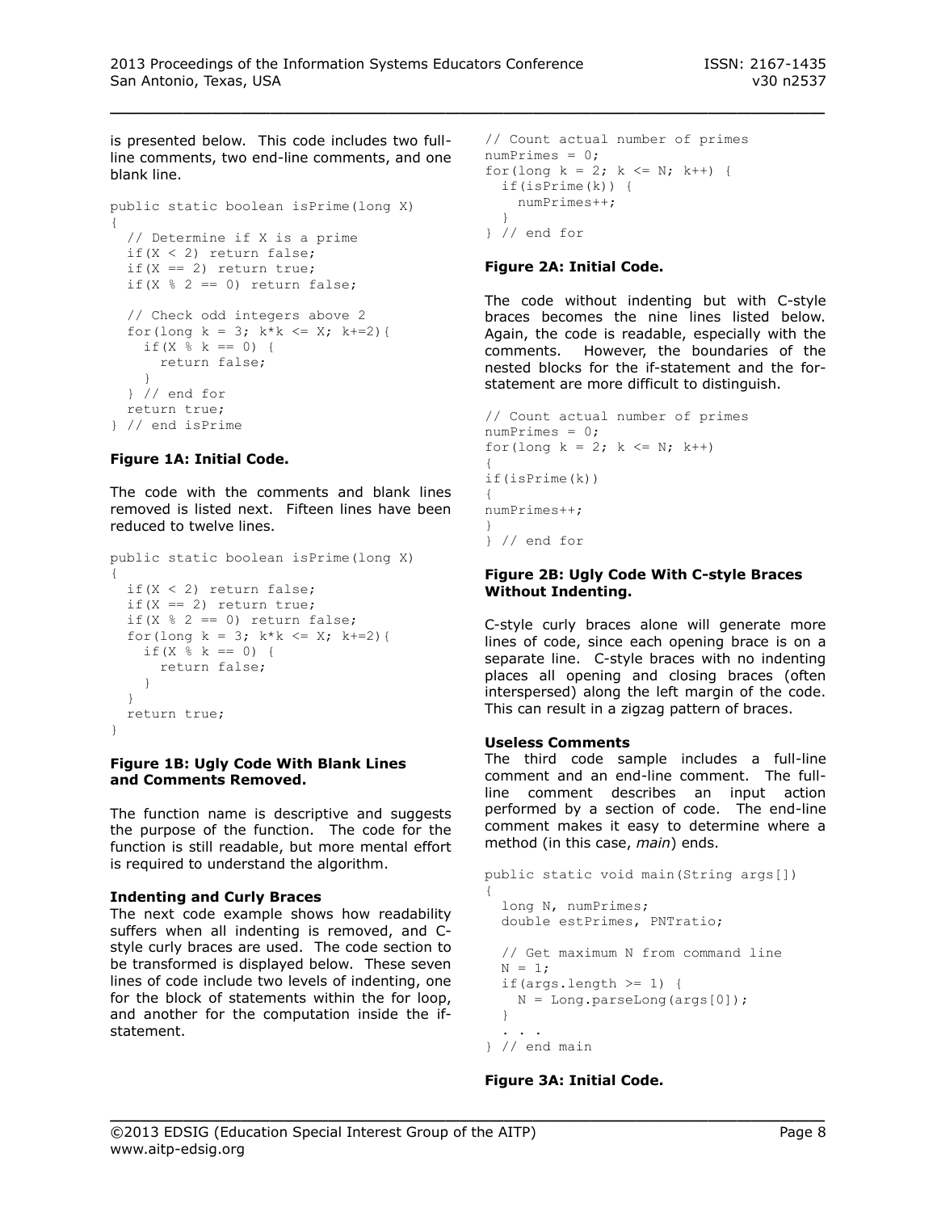is presented below. This code includes two full-line comments, two end-line comments, and one blank line.

```
public static boolean isPrime(long X)
{
  // Determine if X is a prime
  if(X < 2) return false;
  if(X == 2) return true;
  if(X % 2 == 0) return false;

  // Check odd integers above 2
  for(long k = 3; k*k <= X; k+=2){
    if(X % k == 0) {
      return false;
    }
  } // end for
  return true;
} // end isPrime
```

**Figure 1A: Initial Code.**

The code with the comments and blank lines removed is listed next. Fifteen lines have been reduced to twelve lines.

```
public static boolean isPrime(long X)
{
  if(X < 2) return false;
  if(X == 2) return true;
  if(X % 2 == 0) return false;
  for(long k = 3; k*k <= X; k+=2){
    if(X % k == 0) {
      return false;
    }
  }
  return true;
}
```

**Figure 1B: Ugly Code With Blank Lines and Comments Removed.**

The function name is descriptive and suggests the purpose of the function. The code for the function is still readable, but more mental effort is required to understand the algorithm.

**Indenting and Curly Braces**

The next code example shows how readability suffers when all indenting is removed, and C-style curly braces are used. The code section to be transformed is displayed below. These seven lines of code include two levels of indenting, one for the block of statements within the for loop, and another for the computation inside the if-statement.

```
// Count actual number of primes
numPrimes = 0;
for(long k = 2; k <= N; k++) {
  if(isPrime(k)) {
    numPrimes++;
  }
} // end for
```

**Figure 2A: Initial Code.**

The code without indenting but with C-style braces becomes the nine lines listed below. Again, the code is readable, especially with the comments. However, the boundaries of the nested blocks for the if-statement and the for-statement are more difficult to distinguish.

```
// Count actual number of primes
numPrimes = 0;
for(long k = 2; k <= N; k++)
{
if(isPrime(k))
{
numPrimes++;
}
} // end for
```

**Figure 2B: Ugly Code With C-style Braces Without Indenting.**

C-style curly braces alone will generate more lines of code, since each opening brace is on a separate line. C-style braces with no indenting places all opening and closing braces (often interspersed) along the left margin of the code. This can result in a zigzag pattern of braces.

**Useless Comments**

The third code sample includes a full-line comment and an end-line comment. The full-line comment describes an input action performed by a section of code. The end-line comment makes it easy to determine where a method (in this case, *main*) ends.

```
public static void main(String args[])
{
  long N, numPrimes;
  double estPrimes, PNTratio;

  // Get maximum N from command line
  N = 1;
  if(args.length >= 1) {
    N = Long.parseLong(args[0]);
  }
  . . .
} // end main
```

**Figure 3A: Initial Code.**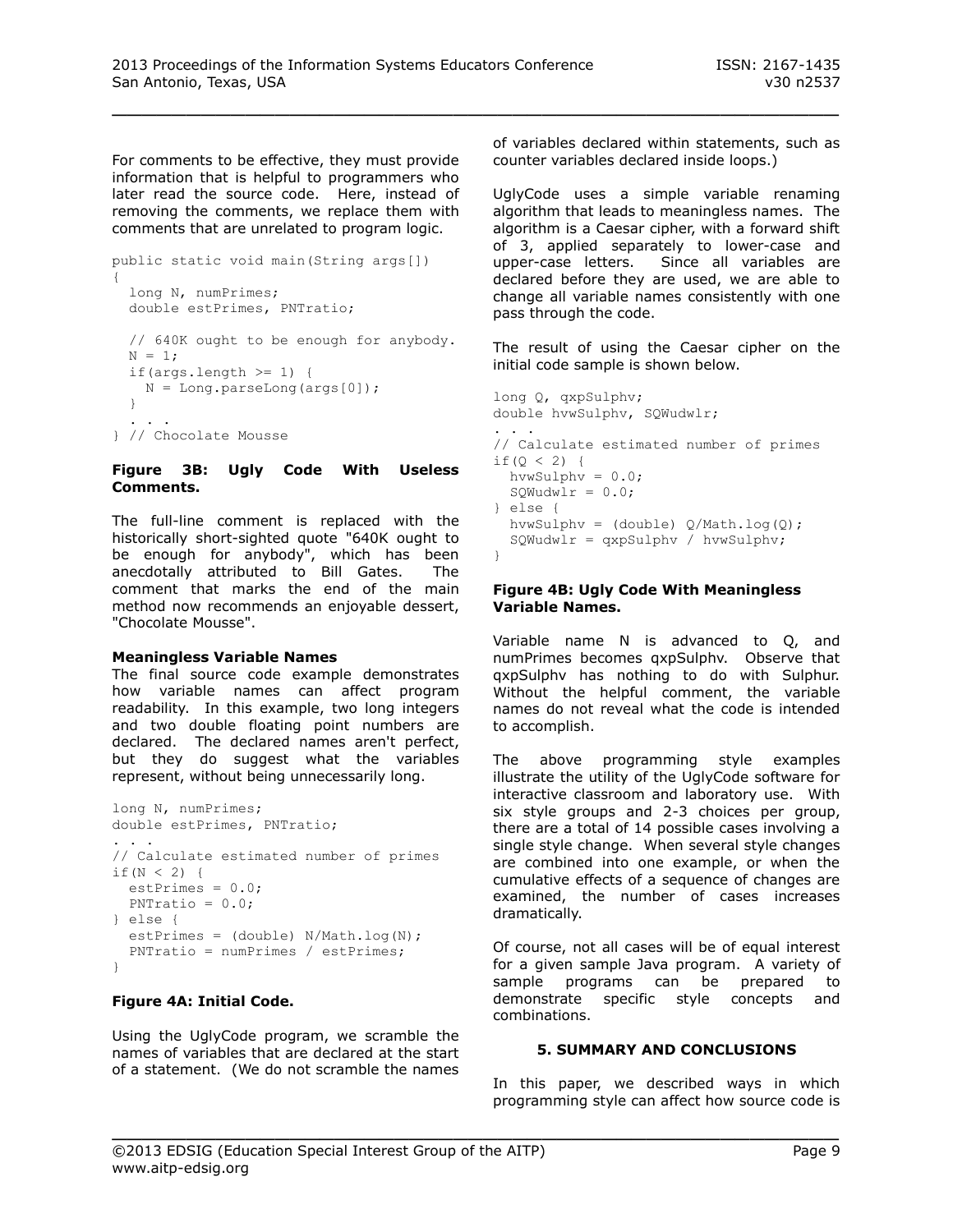For comments to be effective, they must provide information that is helpful to programmers who later read the source code. Here, instead of removing the comments, we replace them with comments that are unrelated to program logic.

```
public static void main(String args[])
{
  long N, numPrimes;
  double estPrimes, PNTratio;

  // 640K ought to be enough for anybody.
  N = 1;
  if(args.length >= 1) {
    N = Long.parseLong(args[0]);
  }
  . . .
} // Chocolate Mousse
```

**Figure 3B: Ugly Code With Useless Comments.**

The full-line comment is replaced with the historically short-sighted quote "640K ought to be enough for anybody", which has been anecdotally attributed to Bill Gates. The comment that marks the end of the main method now recommends an enjoyable dessert, "Chocolate Mousse".

**Meaningless Variable Names**

The final source code example demonstrates how variable names can affect program readability. In this example, two long integers and two double floating point numbers are declared. The declared names aren't perfect, but they do suggest what the variables represent, without being unnecessarily long.

```
long N, numPrimes;
double estPrimes, PNTratio;
. . .
// Calculate estimated number of primes
if(N < 2) {
  estPrimes = 0.0;
  PNTratio = 0.0;
} else {
  estPrimes = (double) N/Math.log(N);
  PNTratio = numPrimes / estPrimes;
}
```

**Figure 4A: Initial Code.**

Using the UglyCode program, we scramble the names of variables that are declared at the start of a statement. (We do not scramble the names of variables declared within statements, such as counter variables declared inside loops.)

UglyCode uses a simple variable renaming algorithm that leads to meaningless names. The algorithm is a Caesar cipher, with a forward shift of 3, applied separately to lower-case and upper-case letters. Since all variables are declared before they are used, we are able to change all variable names consistently with one pass through the code.

The result of using the Caesar cipher on the initial code sample is shown below.

```
long Q, qxpSulphv;
double hvwSulphv, SQWudwlr;
. . .
// Calculate estimated number of primes
if(Q < 2) {
  hvwSulphv = 0.0;
  SQWudwlr = 0.0;
} else {
  hvwSulphv = (double) Q/Math.log(Q);
  SQWudwlr = qxpSulphv / hvwSulphv;
}
```

**Figure 4B: Ugly Code With Meaningless Variable Names.**

Variable name N is advanced to Q, and numPrimes becomes qxpSulphv. Observe that qxpSulphv has nothing to do with Sulphur. Without the helpful comment, the variable names do not reveal what the code is intended to accomplish.

The above programming style examples illustrate the utility of the UglyCode software for interactive classroom and laboratory use. With six style groups and 2-3 choices per group, there are a total of 14 possible cases involving a single style change. When several style changes are combined into one example, or when the cumulative effects of a sequence of changes are examined, the number of cases increases dramatically.

Of course, not all cases will be of equal interest for a given sample Java program. A variety of sample programs can be prepared to demonstrate specific style concepts and combinations.

## 5. SUMMARY AND CONCLUSIONS

In this paper, we described ways in which programming style can affect how source code is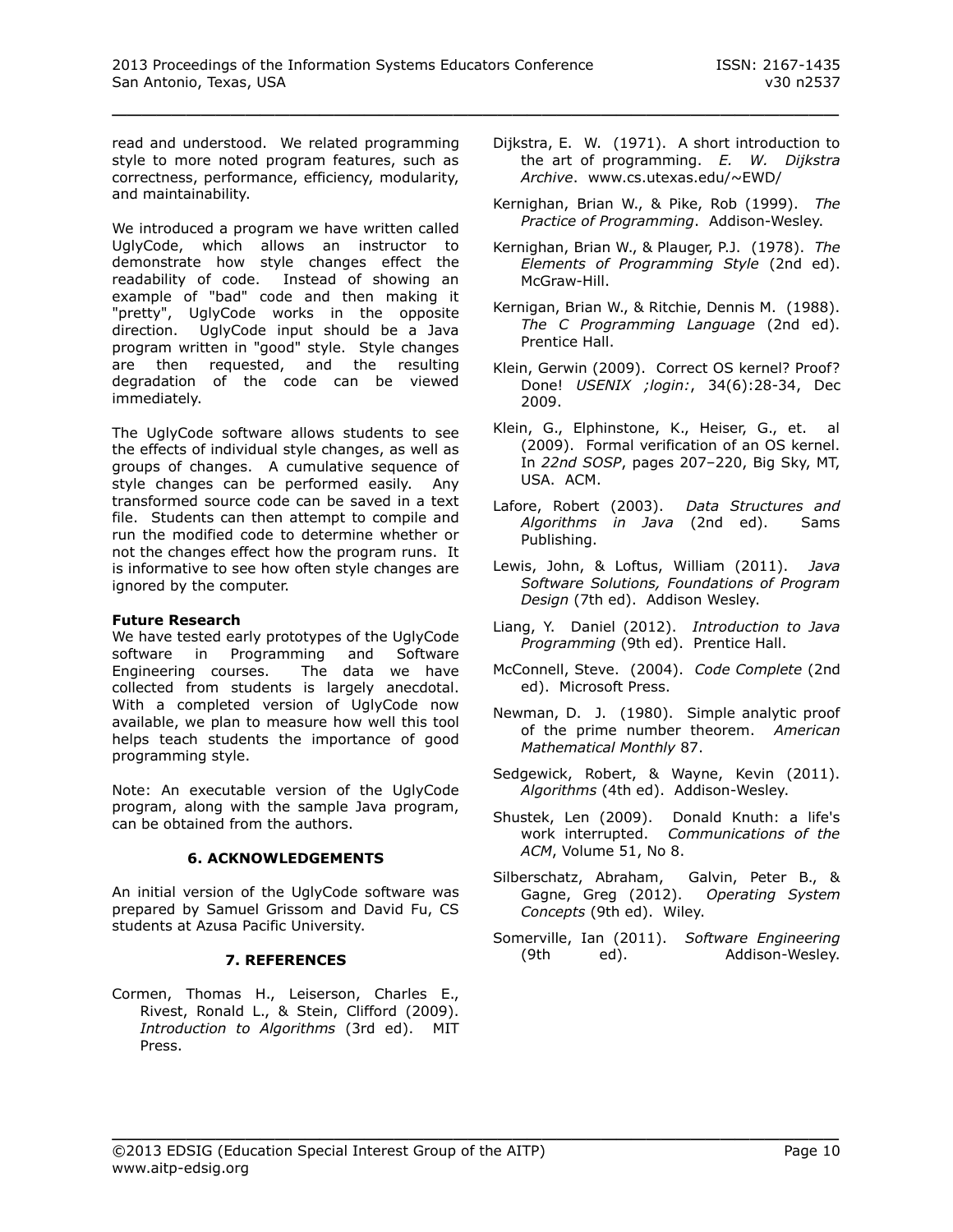read and understood. We related programming style to more noted program features, such as correctness, performance, efficiency, modularity, and maintainability.

We introduced a program we have written called UglyCode, which allows an instructor to demonstrate how style changes effect the readability of code. Instead of showing an example of "bad" code and then making it "pretty", UglyCode works in the opposite direction. UglyCode input should be a Java program written in "good" style. Style changes are then requested, and the resulting degradation of the code can be viewed immediately.

The UglyCode software allows students to see the effects of individual style changes, as well as groups of changes. A cumulative sequence of style changes can be performed easily. Any transformed source code can be saved in a text file. Students can then attempt to compile and run the modified code to determine whether or not the changes effect how the program runs. It is informative to see how often style changes are ignored by the computer.

**Future Research**

We have tested early prototypes of the UglyCode software in Programming and Software Engineering courses. The data we have collected from students is largely anecdotal. With a completed version of UglyCode now available, we plan to measure how well this tool helps teach students the importance of good programming style.

Note: An executable version of the UglyCode program, along with the sample Java program, can be obtained from the authors.

## 6. ACKNOWLEDGEMENTS

An initial version of the UglyCode software was prepared by Samuel Grissom and David Fu, CS students at Azusa Pacific University.

## 7. REFERENCES

Cormen, Thomas H., Leiserson, Charles E., Rivest, Ronald L., & Stein, Clifford (2009). *Introduction to Algorithms* (3rd ed). MIT Press.

Dijkstra, E. W. (1971). A short introduction to the art of programming. *E. W. Dijkstra Archive*. www.cs.utexas.edu/~EWD/

Kernighan, Brian W., & Pike, Rob (1999). *The Practice of Programming*. Addison-Wesley.

Kernighan, Brian W., & Plauger, P.J. (1978). *The Elements of Programming Style* (2nd ed). McGraw-Hill.

Kernigan, Brian W., & Ritchie, Dennis M. (1988). *The C Programming Language* (2nd ed). Prentice Hall.

Klein, Gerwin (2009). Correct OS kernel? Proof? Done! *USENIX ;login:*, 34(6):28-34, Dec 2009.

Klein, G., Elphinstone, K., Heiser, G., et. al (2009). Formal verification of an OS kernel. In *22nd SOSP*, pages 207–220, Big Sky, MT, USA. ACM.

Lafore, Robert (2003). *Data Structures and Algorithms in Java* (2nd ed). Sams Publishing.

Lewis, John, & Loftus, William (2011). *Java Software Solutions, Foundations of Program Design* (7th ed). Addison Wesley.

Liang, Y. Daniel (2012). *Introduction to Java Programming* (9th ed). Prentice Hall.

McConnell, Steve. (2004). *Code Complete* (2nd ed). Microsoft Press.

Newman, D. J. (1980). Simple analytic proof of the prime number theorem. *American Mathematical Monthly* 87.

Sedgewick, Robert, & Wayne, Kevin (2011). *Algorithms* (4th ed). Addison-Wesley.

Shustek, Len (2009). Donald Knuth: a life's work interrupted. *Communications of the ACM*, Volume 51, No 8.

Silberschatz, Abraham, Galvin, Peter B., & Gagne, Greg (2012). *Operating System Concepts* (9th ed). Wiley.

Somerville, Ian (2011). *Software Engineering* (9th ed). Addison-Wesley.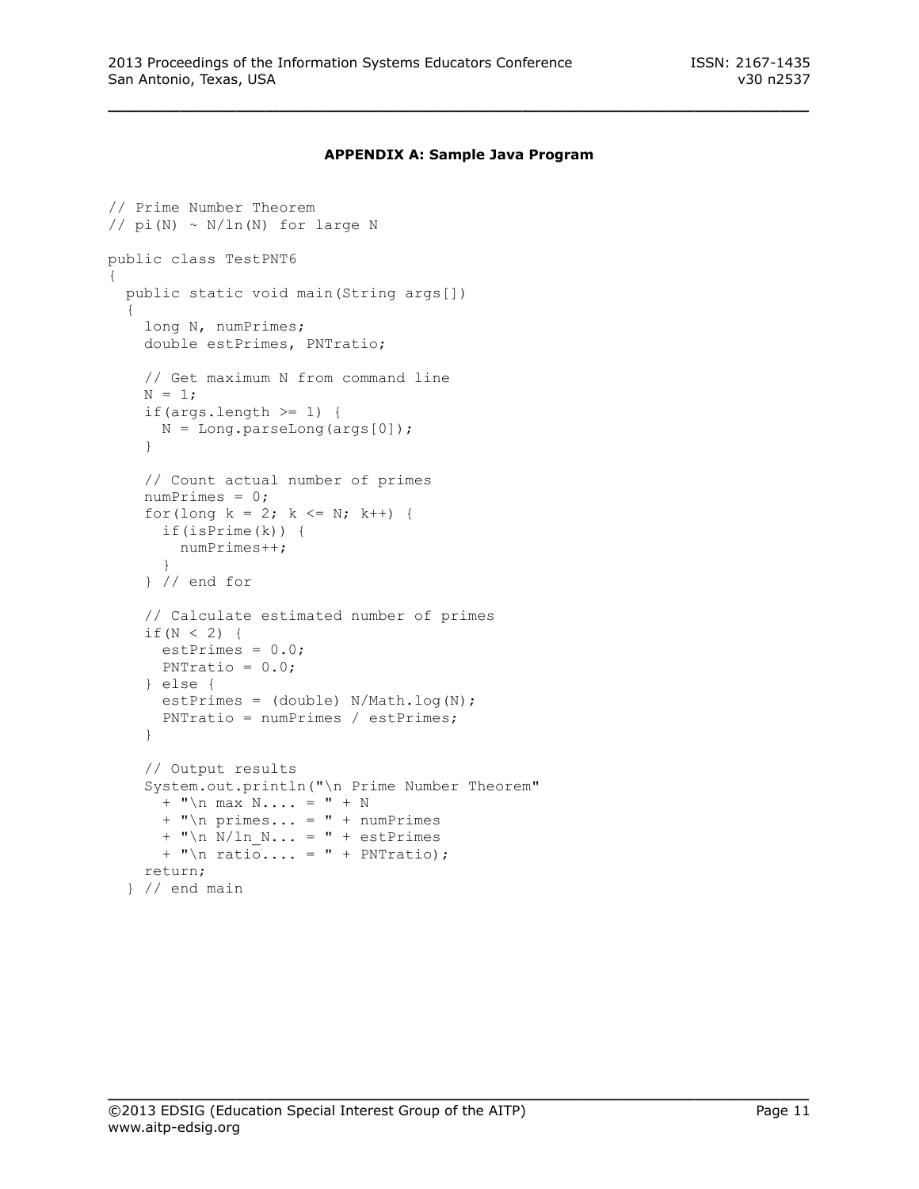**APPENDIX A: Sample Java Program**

```
// Prime Number Theorem
// pi(N) ~ N/ln(N) for large N

public class TestPNT6
{
  public static void main(String args[])
  {
    long N, numPrimes;
    double estPrimes, PNTratio;

    // Get maximum N from command line
    N = 1;
    if(args.length >= 1) {
      N = Long.parseLong(args[0]);
    }

    // Count actual number of primes
    numPrimes = 0;
    for(long k = 2; k <= N; k++) {
      if(isPrime(k)) {
        numPrimes++;
      }
    } // end for

    // Calculate estimated number of primes
    if(N < 2) {
      estPrimes = 0.0;
      PNTratio = 0.0;
    } else {
      estPrimes = (double) N/Math.log(N);
      PNTratio = numPrimes / estPrimes;
    }

    // Output results
    System.out.println("\n Prime Number Theorem"
      + "\n max N.... = " + N
      + "\n primes... = " + numPrimes
      + "\n N/ln_N... = " + estPrimes
      + "\n ratio.... = " + PNTratio);
    return;
  } // end main
```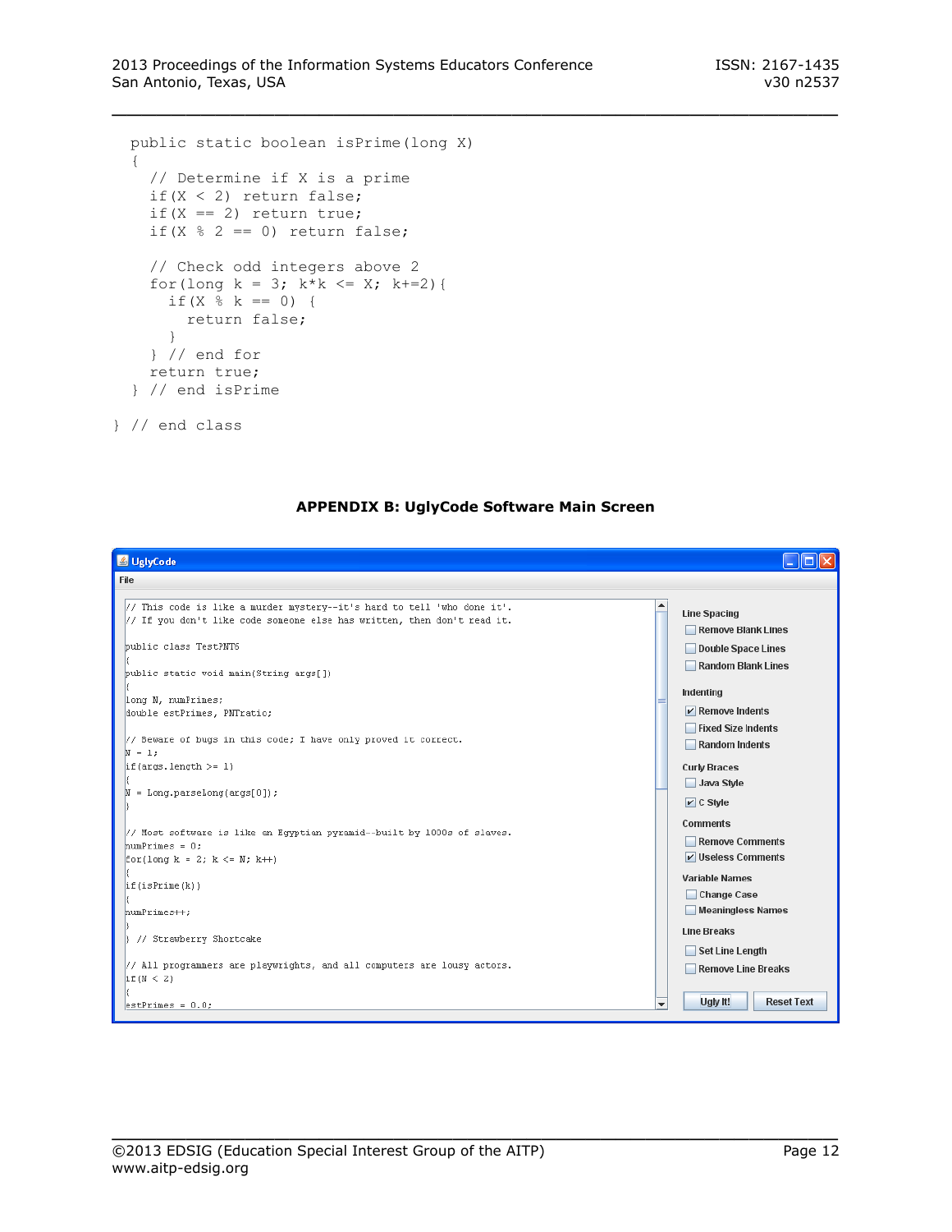```
  public static boolean isPrime(long X)
  {
    // Determine if X is a prime
    if(X < 2) return false;
    if(X == 2) return true;
    if(X % 2 == 0) return false;

    // Check odd integers above 2
    for(long k = 3; k*k <= X; k+=2){
      if(X % k == 0) {
        return false;
      }
    } // end for
    return true;
  } // end isPrime

} // end class
```

### APPENDIX B: UglyCode Software Main Screen

UglyCode

File

```
// This code is like a murder mystery--it's hard to tell 'who done it'.
// If you don't like code someone else has written, then don't read it.

public class TestPNTS
{
public static void main(String args[])
{
long N, numPrimes;
double estPrimes, PNTratio;

// Beware of bugs in this code; I have only proved it correct.
N = 1;
if(args.length >= 1)
{
N = Long.parseLong(args[0]);
}

// Most software is like an Egyptian pyramid--built by 1000s of slaves.
numPrimes = 0;
for(long k = 2; k <= N; k++)
{
if(isPrime(k))
{
numPrimes++;
}
} // Strawberry Shortcake

// All programmers are playwrights, and all computers are lousy actors.
if(N < 2)
{
estPrimes = 0.0;
```

Line Spacing
- [ ] Remove Blank Lines
- [ ] Double Space Lines
- [ ] Random Blank Lines

Indenting
- [x] Remove Indents
- [ ] Fixed Size Indents
- [ ] Random Indents

Curly Braces
- [ ] Java Style
- [x] C Style

Comments
- [ ] Remove Comments
- [x] Useless Comments

Variable Names
- [ ] Change Case
- [ ] Meaningless Names

Line Breaks
- [ ] Set Line Length
- [ ] Remove Line Breaks

Ugly It! | Reset Text